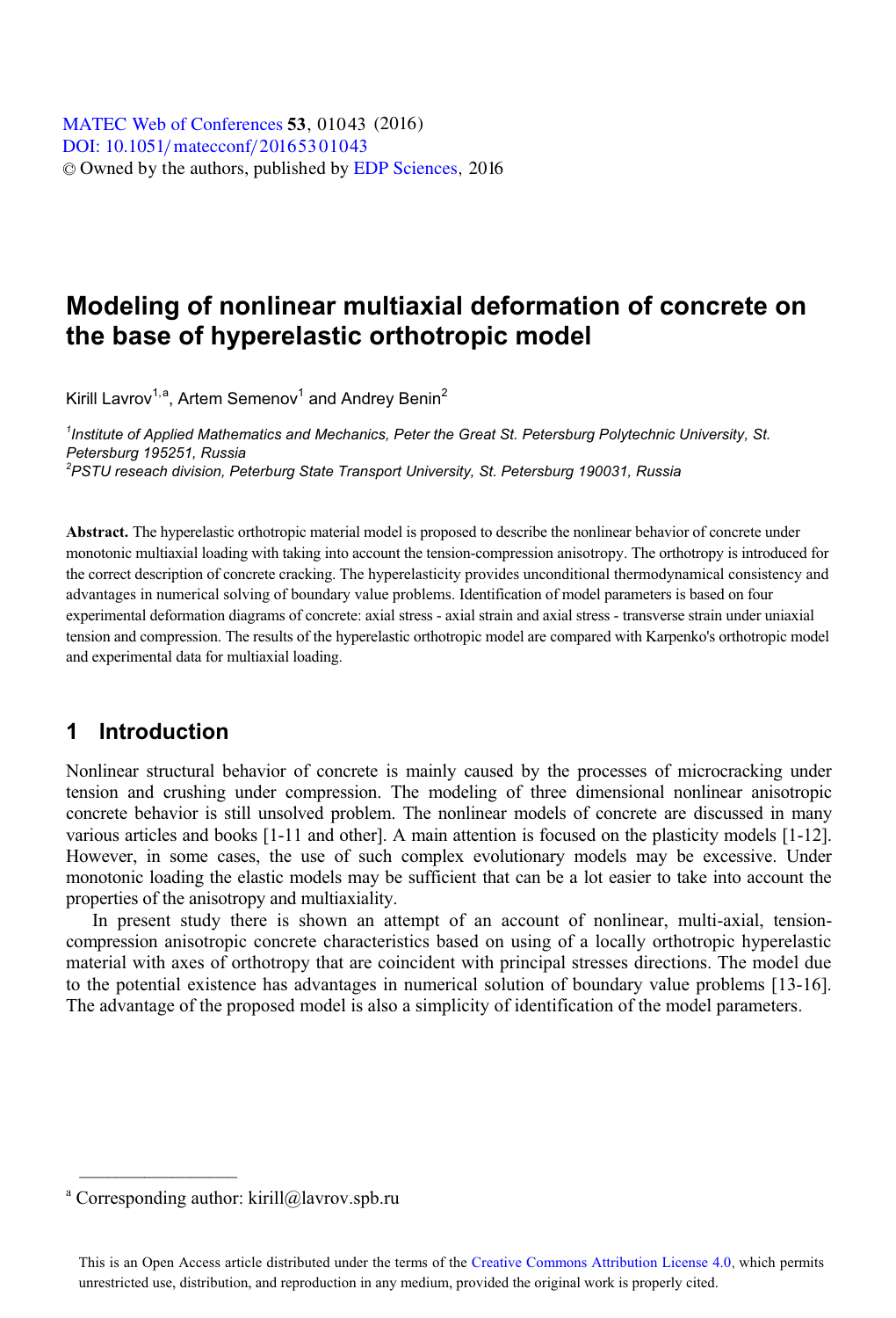# Modeling of nonlinear multiaxial deformation of concrete on the base of hyperelastic orthotropic model

Kirill Lavrov[1,a], Artem Semenov[1] and Andrey Benin[2]

[1]*Institute of Applied Mathematics and Mechanics, Peter the Great St. Petersburg Polytechnic University, St. Petersburg 195251, Russia*
[2]*PSTU reseach division, Peterburg State Transport University, St. Petersburg 190031, Russia*

**Abstract.** The hyperelastic orthotropic material model is proposed to describe the nonlinear behavior of concrete under monotonic multiaxial loading with taking into account the tension-compression anisotropy. The orthotropy is introduced for the correct description of concrete cracking. The hyperelasticity provides unconditional thermodynamical consistency and advantages in numerical solving of boundary value problems. Identification of model parameters is based on four experimental deformation diagrams of concrete: axial stress - axial strain and axial stress - transverse strain under uniaxial tension and compression. The results of the hyperelastic orthotropic model are compared with Karpenko's orthotropic model and experimental data for multiaxial loading.

## 1 Introduction

Nonlinear structural behavior of concrete is mainly caused by the processes of microcracking under tension and crushing under compression. The modeling of three dimensional nonlinear anisotropic concrete behavior is still unsolved problem. The nonlinear models of concrete are discussed in many various articles and books [1-11 and other]. A main attention is focused on the plasticity models [1-12]. However, in some cases, the use of such complex evolutionary models may be excessive. Under monotonic loading the elastic models may be sufficient that can be a lot easier to take into account the properties of the anisotropy and multiaxiality.

In present study there is shown an attempt of an account of nonlinear, multi-axial, tension-compression anisotropic concrete characteristics based on using of a locally orthotropic hyperelastic material with axes of orthotropy that are coincident with principal stresses directions. The model due to the potential existence has advantages in numerical solution of boundary value problems [13-16]. The advantage of the proposed model is also a simplicity of identification of the model parameters.

---

[a] Corresponding author: kirill@lavrov.spb.ru

This is an Open Access article distributed under the terms of the Creative Commons Attribution License 4.0, which permits unrestricted use, distribution, and reproduction in any medium, provided the original work is properly cited.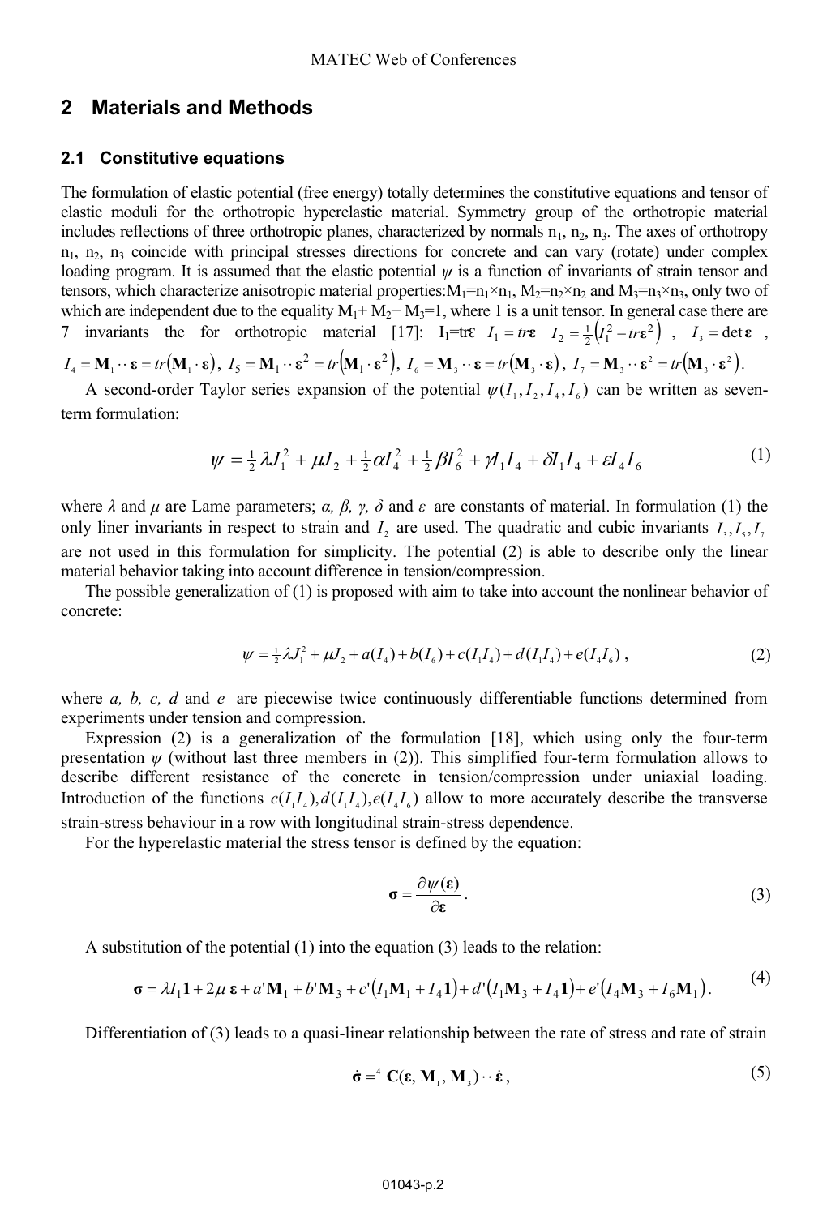## 2 Materials and Methods

### 2.1 Constitutive equations

The formulation of elastic potential (free energy) totally determines the constitutive equations and tensor of elastic moduli for the orthotropic hyperelastic material. Symmetry group of the orthotropic material includes reflections of three orthotropic planes, characterized by normals $n_1$, $n_2$, $n_3$. The axes of orthotropy $n_1$, $n_2$, $n_3$ coincide with principal stresses directions for concrete and can vary (rotate) under complex loading program. It is assumed that the elastic potential $\psi$ is a function of invariants of strain tensor and tensors, which characterize anisotropic material properties:$\mathbf{M}_1=n_1\times n_1$, $\mathbf{M}_2=n_2\times n_2$ and $\mathbf{M}_3=n_3\times n_3$, only two of which are independent due to the equality $\mathbf{M}_1+\mathbf{M}_2+\mathbf{M}_3=\mathbf{1}$, where $\mathbf{1}$ is a unit tensor. In general case there are 7 invariants the for orthotropic material [17]: $I_1=tr\boldsymbol{\varepsilon}$ $I_1 = tr\boldsymbol{\varepsilon}$ $I_2 = \frac{1}{2}\left(I_1^2 - tr\boldsymbol{\varepsilon}^2\right)$ , $I_3 = \det\boldsymbol{\varepsilon}$ , $I_4 = \mathbf{M}_1 \cdot\cdot\, \boldsymbol{\varepsilon} = tr(\mathbf{M}_1\cdot\boldsymbol{\varepsilon})$, $I_5 = \mathbf{M}_1 \cdot\cdot\, \boldsymbol{\varepsilon}^2 = tr\left(\mathbf{M}_1\cdot\boldsymbol{\varepsilon}^2\right)$, $I_6 = \mathbf{M}_3 \cdot\cdot\, \boldsymbol{\varepsilon} = tr(\mathbf{M}_3\cdot\boldsymbol{\varepsilon})$, $I_7 = \mathbf{M}_3 \cdot\cdot\, \boldsymbol{\varepsilon}^2 = tr\left(\mathbf{M}_3\cdot\boldsymbol{\varepsilon}^2\right)$.

A second-order Taylor series expansion of the potential $\psi(I_1, I_2, I_4, I_6)$ can be written as seven-term formulation:

$$\psi = \tfrac{1}{2}\lambda J_1^2 + \mu J_2 + \tfrac{1}{2}\alpha I_4^2 + \tfrac{1}{2}\beta I_6^2 + \gamma I_1 I_4 + \delta I_1 I_4 + \varepsilon I_4 I_6 \tag{1}$$

where $\lambda$ and $\mu$ are Lame parameters; $\alpha$, $\beta$, $\gamma$, $\delta$ and $\varepsilon$ are constants of material. In formulation (1) the only liner invariants in respect to strain and $I_2$ are used. The quadratic and cubic invariants $I_3, I_5, I_7$ are not used in this formulation for simplicity. The potential (2) is able to describe only the linear material behavior taking into account difference in tension/compression.

The possible generalization of (1) is proposed with aim to take into account the nonlinear behavior of concrete:

$$\psi = \tfrac{1}{2}\lambda J_1^2 + \mu J_2 + a(I_4) + b(I_6) + c(I_1 I_4) + d(I_1 I_4) + e(I_4 I_6)\ , \tag{2}$$

where *a, b, c, d* and *e* are piecewise twice continuously differentiable functions determined from experiments under tension and compression.

Expression (2) is a generalization of the formulation [18], which using only the four-term presentation $\psi$ (without last three members in (2)). This simplified four-term formulation allows to describe different resistance of the concrete in tension/compression under uniaxial loading. Introduction of the functions $c(I_1 I_4), d(I_1 I_4), e(I_4 I_6)$ allow to more accurately describe the transverse strain-stress behaviour in a row with longitudinal strain-stress dependence.

For the hyperelastic material the stress tensor is defined by the equation:

$$\boldsymbol{\sigma} = \frac{\partial\psi(\boldsymbol{\varepsilon})}{\partial\boldsymbol{\varepsilon}}\,. \tag{3}$$

A substitution of the potential (1) into the equation (3) leads to the relation:

$$\boldsymbol{\sigma} = \lambda I_1 \mathbf{1} + 2\mu\,\boldsymbol{\varepsilon} + a'\mathbf{M}_1 + b'\mathbf{M}_3 + c'\left(I_1\mathbf{M}_1 + I_4\mathbf{1}\right) + d'\left(I_1\mathbf{M}_3 + I_4\mathbf{1}\right) + e'\left(I_4\mathbf{M}_3 + I_6\mathbf{M}_1\right). \tag{4}$$

Differentiation of (3) leads to a quasi-linear relationship between the rate of stress and rate of strain

$$\dot{\boldsymbol{\sigma}} = {}^4\mathbf{C}(\boldsymbol{\varepsilon}, \mathbf{M}_1, \mathbf{M}_3) \cdot\cdot\, \dot{\boldsymbol{\varepsilon}}\,, \tag{5}$$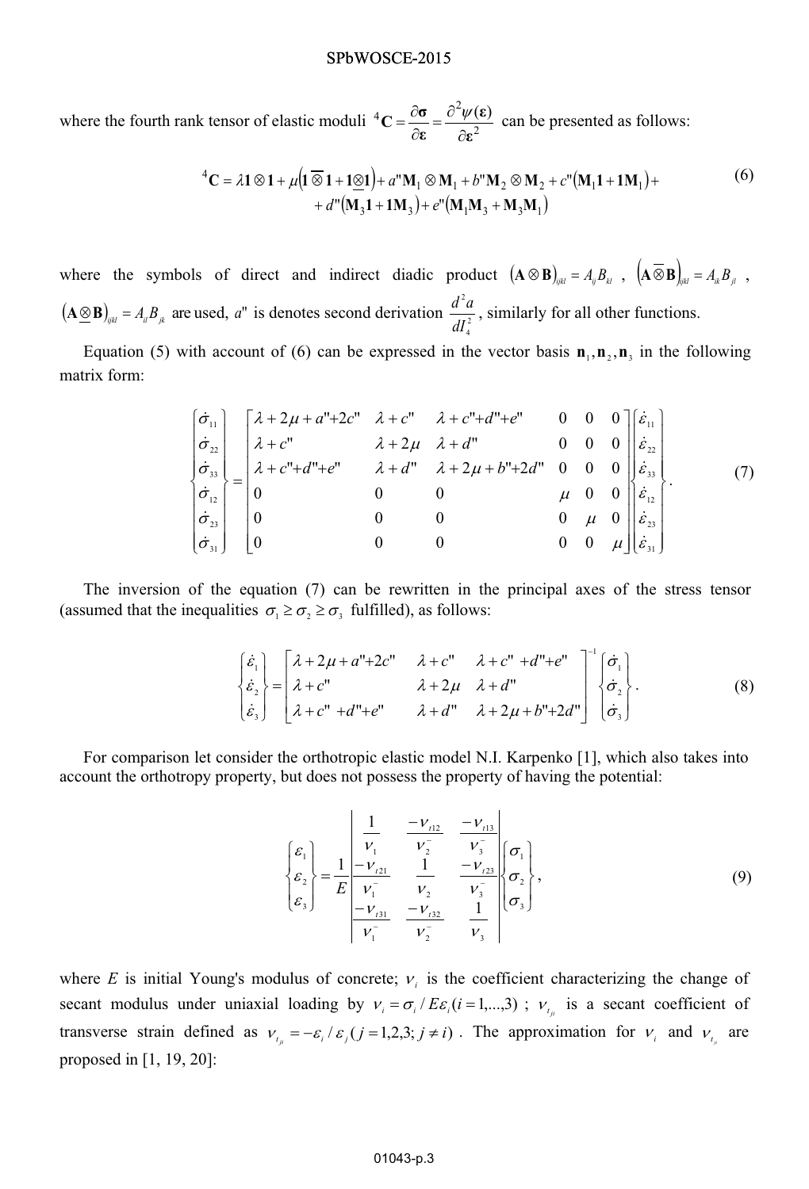where the fourth rank tensor of elastic moduli ${}^4\mathbf{C} = \dfrac{\partial \boldsymbol{\sigma}}{\partial \boldsymbol{\varepsilon}} = \dfrac{\partial^2 \psi(\boldsymbol{\varepsilon})}{\partial \boldsymbol{\varepsilon}^2}$ can be presented as follows:

$$
\begin{aligned}
{}^4\mathbf{C} = \lambda \mathbf{1}\otimes\mathbf{1} + \mu\left(\mathbf{1}\,\overline{\otimes}\,\mathbf{1} + \mathbf{1}\,\underline{\otimes}\,\mathbf{1}\right) + a''\mathbf{M}_1\otimes\mathbf{M}_1 + b''\mathbf{M}_2\otimes\mathbf{M}_2 + c''\left(\mathbf{M}_1\mathbf{1} + \mathbf{1}\mathbf{M}_1\right) + \\
+ d''\left(\mathbf{M}_3\mathbf{1} + \mathbf{1}\mathbf{M}_3\right) + e''\left(\mathbf{M}_1\mathbf{M}_3 + \mathbf{M}_3\mathbf{M}_1\right)
\end{aligned}
\tag{6}
$$

where the symbols of direct and indirect diadic product $\left(\mathbf{A}\otimes\mathbf{B}\right)_{ijkl} = A_{ij}B_{kl}$ , $\left(\mathbf{A}\,\overline{\otimes}\,\mathbf{B}\right)_{ijkl} = A_{ik}B_{jl}$ , $\left(\mathbf{A}\,\underline{\otimes}\,\mathbf{B}\right)_{ijkl} = A_{il}B_{jk}$ are used, $a''$ is denotes second derivation $\dfrac{d^2 a}{dI_4^2}$, similarly for all other functions.

Equation (5) with account of (6) can be expressed in the vector basis $\mathbf{n}_1, \mathbf{n}_2, \mathbf{n}_3$ in the following matrix form:

$$
\begin{Bmatrix} \dot{\sigma}_{11} \\ \dot{\sigma}_{22} \\ \dot{\sigma}_{33} \\ \dot{\sigma}_{12} \\ \dot{\sigma}_{23} \\ \dot{\sigma}_{31} \end{Bmatrix}
=
\begin{bmatrix}
\lambda + 2\mu + a'' + 2c'' & \lambda + c'' & \lambda + c'' + d'' + e'' & 0 & 0 & 0 \\
\lambda + c'' & \lambda + 2\mu & \lambda + d'' & 0 & 0 & 0 \\
\lambda + c'' + d'' + e'' & \lambda + d'' & \lambda + 2\mu + b'' + 2d'' & 0 & 0 & 0 \\
0 & 0 & 0 & \mu & 0 & 0 \\
0 & 0 & 0 & 0 & \mu & 0 \\
0 & 0 & 0 & 0 & 0 & \mu
\end{bmatrix}
\begin{Bmatrix} \dot{\varepsilon}_{11} \\ \dot{\varepsilon}_{22} \\ \dot{\varepsilon}_{33} \\ \dot{\varepsilon}_{12} \\ \dot{\varepsilon}_{23} \\ \dot{\varepsilon}_{31} \end{Bmatrix}.
\tag{7}
$$

The inversion of the equation (7) can be rewritten in the principal axes of the stress tensor (assumed that the inequalities $\sigma_1 \ge \sigma_2 \ge \sigma_3$ fulfilled), as follows:

$$
\begin{Bmatrix} \dot{\varepsilon}_1 \\ \dot{\varepsilon}_2 \\ \dot{\varepsilon}_3 \end{Bmatrix}
=
\begin{bmatrix}
\lambda + 2\mu + a'' + 2c'' & \lambda + c'' & \lambda + c'' + d'' + e'' \\
\lambda + c'' & \lambda + 2\mu & \lambda + d'' \\
\lambda + c'' + d'' + e'' & \lambda + d'' & \lambda + 2\mu + b'' + 2d''
\end{bmatrix}^{-1}
\begin{Bmatrix} \dot{\sigma}_1 \\ \dot{\sigma}_2 \\ \dot{\sigma}_3 \end{Bmatrix}.
\tag{8}
$$

For comparison let consider the orthotropic elastic model N.I. Karpenko [1], which also takes into account the orthotropy property, but does not possess the property of having the potential:

$$
\begin{Bmatrix} \varepsilon_1 \\ \varepsilon_2 \\ \varepsilon_3 \end{Bmatrix}
= \frac{1}{E}
\begin{vmatrix}
\dfrac{1}{\nu_1} & \dfrac{-\nu_{t12}}{\nu_2^-} & \dfrac{-\nu_{t13}}{\nu_3^-} \\
\dfrac{-\nu_{t21}}{\nu_1^-} & \dfrac{1}{\nu_2} & \dfrac{-\nu_{t23}}{\nu_3^-} \\
\dfrac{-\nu_{t31}}{\nu_1^-} & \dfrac{-\nu_{t32}}{\nu_2^-} & \dfrac{1}{\nu_3}
\end{vmatrix}
\begin{Bmatrix} \sigma_1 \\ \sigma_2 \\ \sigma_3 \end{Bmatrix},
\tag{9}
$$

where $E$ is initial Young's modulus of concrete; $\nu_i$ is the coefficient characterizing the change of secant modulus under uniaxial loading by $\nu_i = \sigma_i / E\varepsilon_i (i = 1,...,3)$ ; $\nu_{t_{ji}}$ is a secant coefficient of transverse strain defined as $\nu_{t_{ji}} = -\varepsilon_i / \varepsilon_j (j = 1,2,3;\, j \ne i)$ . The approximation for $\nu_i$ and $\nu_{t_{ji}}$ are proposed in [1, 19, 20]: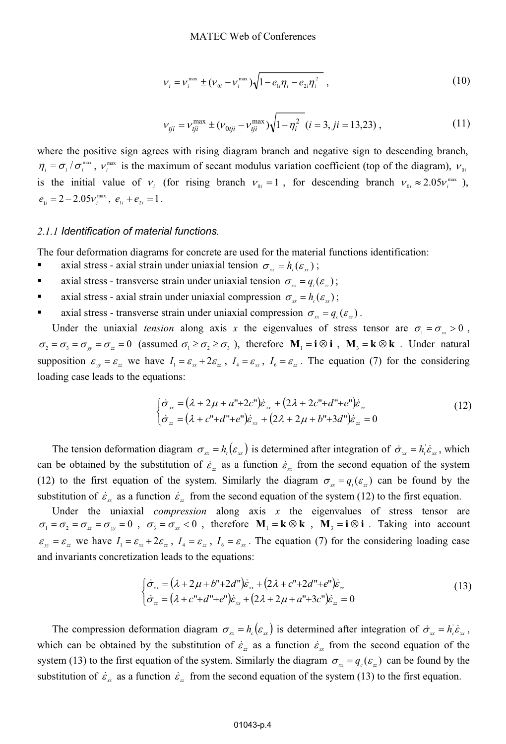$$\nu_i = \nu_i^{\max} \pm (\nu_{0i} - \nu_i^{\max})\sqrt{1 - e_{1i}\eta_i - e_{2i}\eta_i^2} \ , \tag{10}$$

$$\nu_{tji} = \nu_{tji}^{\max} \pm (\nu_{0tji} - \nu_{tji}^{\max})\sqrt{1 - \eta_i^2} \ \ (i = 3, ji = 13{,}23) \ , \tag{11}$$

where the positive sign agrees with rising diagram branch and negative sign to descending branch, $\eta_i = \sigma_i / \sigma_i^{\max}$, $\nu_i^{\max}$ is the maximum of secant modulus variation coefficient (top of the diagram), $\nu_{0i}$ is the initial value of $\nu_i$ (for rising branch $\nu_{0i} = 1$, for descending branch $\nu_{0i} \approx 2.05\nu_i^{\max}$), $e_{1i} = 2 - 2.05\nu_i^{\max}$, $e_{1i} + e_{2i} = 1$.

#### 2.1.1 *Identification of material functions*.

The four deformation diagrams for concrete are used for the material functions identification:

- axial stress - axial strain under uniaxial tension $\sigma_{xx} = h_t(\varepsilon_{xx})$;
- axial stress - transverse strain under uniaxial tension $\sigma_{xx} = q_t(\varepsilon_{zz})$;
- axial stress - axial strain under uniaxial compression $\sigma_{xx} = h_c(\varepsilon_{xx})$;
- axial stress - transverse strain under uniaxial compression $\sigma_{xx} = q_c(\varepsilon_{zz})$.

Under the uniaxial *tension* along axis $x$ the eigenvalues of stress tensor are $\sigma_1 = \sigma_{xx} > 0$, $\sigma_2 = \sigma_3 = \sigma_{yy} = \sigma_{zz} = 0$ (assumed $\sigma_1 \geq \sigma_2 \geq \sigma_3$), therefore $\mathbf{M}_1 = \mathbf{i} \otimes \mathbf{i}$, $\mathbf{M}_3 = \mathbf{k} \otimes \mathbf{k}$. Under natural supposition $\varepsilon_{yy} = \varepsilon_{zz}$ we have $I_1 = \varepsilon_{xx} + 2\varepsilon_{zz}$, $I_4 = \varepsilon_{xx}$, $I_6 = \varepsilon_{zz}$. The equation (7) for the considering loading case leads to the equations:

$$\begin{cases} \dot{\sigma}_{xx} = \left(\lambda + 2\mu + a'' + 2c''\right)\dot{\varepsilon}_{xx} + \left(2\lambda + 2c'' + d'' + e''\right)\dot{\varepsilon}_{zz} \\ \dot{\sigma}_{zz} = \left(\lambda + c'' + d'' + e''\right)\dot{\varepsilon}_{xx} + \left(2\lambda + 2\mu + b'' + 3d''\right)\dot{\varepsilon}_{zz} = 0 \end{cases} \tag{12}$$

The tension deformation diagram $\sigma_{xx} = h_t(\varepsilon_{xx})$ is determined after integration of $\dot{\sigma}_{xx} = h_t^{'}\dot{\varepsilon}_{xx}$, which can be obtained by the substitution of $\dot{\varepsilon}_{zz}$ as a function $\dot{\varepsilon}_{xx}$ from the second equation of the system (12) to the first equation of the system. Similarly the diagram $\sigma_{xx} = q_t(\varepsilon_{zz})$ can be found by the substitution of $\dot{\varepsilon}_{xx}$ as a function $\dot{\varepsilon}_{zz}$ from the second equation of the system (12) to the first equation.

Under the uniaxial *compression* along axis $x$ the eigenvalues of stress tensor are $\sigma_1 = \sigma_2 = \sigma_{zz} = \sigma_{yy} = 0$, $\sigma_3 = \sigma_{xx} < 0$, therefore $\mathbf{M}_1 = \mathbf{k} \otimes \mathbf{k}$, $\mathbf{M}_3 = \mathbf{i} \otimes \mathbf{i}$. Taking into account $\varepsilon_{yy} = \varepsilon_{zz}$ we have $I_1 = \varepsilon_{xx} + 2\varepsilon_{zz}$, $I_4 = \varepsilon_{zz}$, $I_6 = \varepsilon_{xx}$. The equation (7) for the considering loading case and invariants concretization leads to the equations:

$$\begin{cases} \dot{\sigma}_{xx} = \left(\lambda + 2\mu + b'' + 2d''\right)\dot{\varepsilon}_{xx} + \left(2\lambda + c'' + 2d'' + e''\right)\dot{\varepsilon}_{zz} \\ \dot{\sigma}_{zz} = \left(\lambda + c'' + d'' + e''\right)\dot{\varepsilon}_{xx} + \left(2\lambda + 2\mu + a'' + 3c''\right)\dot{\varepsilon}_{zz} = 0 \end{cases} \tag{13}$$

The compression deformation diagram $\sigma_{xx} = h_c(\varepsilon_{xx})$ is determined after integration of $\dot{\sigma}_{xx} = h_c^{'}\dot{\varepsilon}_{xx}$, which can be obtained by the substitution of $\dot{\varepsilon}_{zz}$ as a function $\dot{\varepsilon}_{xx}$ from the second equation of the system (13) to the first equation of the system. Similarly the diagram $\sigma_{xx} = q_c(\varepsilon_{zz})$ can be found by the substitution of $\dot{\varepsilon}_{xx}$ as a function $\dot{\varepsilon}_{zz}$ from the second equation of the system (13) to the first equation.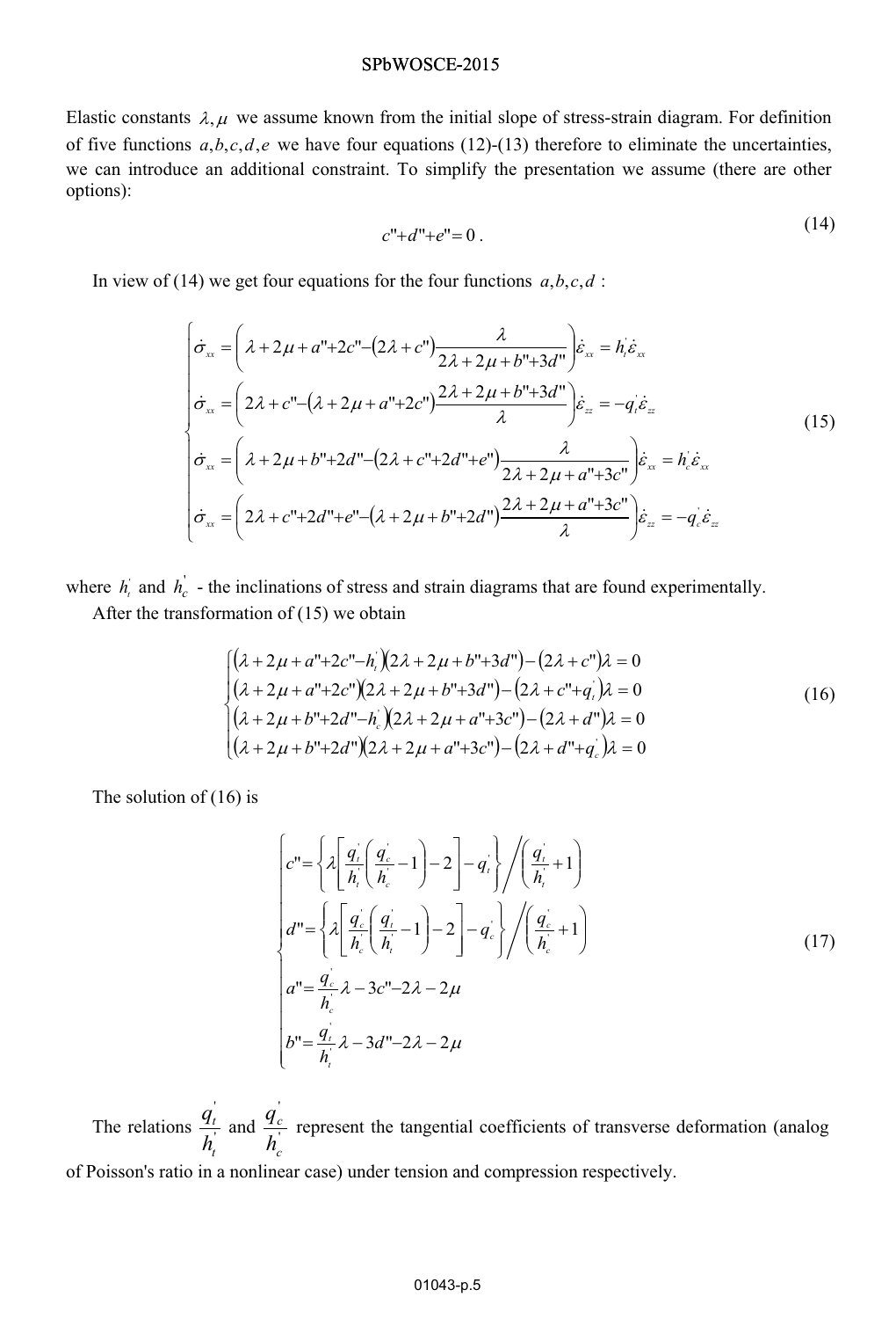Elastic constants $\lambda, \mu$ we assume known from the initial slope of stress-strain diagram. For definition of five functions $a, b, c, d, e$ we have four equations (12)-(13) therefore to eliminate the uncertainties, we can introduce an additional constraint. To simplify the presentation we assume (there are other options):

$$
c''+d''+e''=0\,. \tag{14}
$$

In view of (14) we get four equations for the four functions $a, b, c, d$ :

$$
\begin{cases}
\dot{\sigma}_{xx} = \left( \lambda + 2\mu + a''+2c'' - (2\lambda + c'') \dfrac{\lambda}{2\lambda + 2\mu + b''+3d''} \right) \dot{\varepsilon}_{xx} = h_t^{'} \dot{\varepsilon}_{xx} \\
\dot{\sigma}_{xx} = \left( 2\lambda + c'' - (\lambda + 2\mu + a''+2c'') \dfrac{2\lambda + 2\mu + b''+3d''}{\lambda} \right) \dot{\varepsilon}_{zz} = -q_t^{'} \dot{\varepsilon}_{zz} \\
\dot{\sigma}_{xx} = \left( \lambda + 2\mu + b''+2d'' - (2\lambda + c''+2d''+e'') \dfrac{\lambda}{2\lambda + 2\mu + a''+3c''} \right) \dot{\varepsilon}_{xx} = h_c^{'} \dot{\varepsilon}_{xx} \\
\dot{\sigma}_{xx} = \left( 2\lambda + c''+2d''+e'' - (\lambda + 2\mu + b''+2d'') \dfrac{2\lambda + 2\mu + a''+3c''}{\lambda} \right) \dot{\varepsilon}_{zz} = -q_c^{'} \dot{\varepsilon}_{zz}
\end{cases} \tag{15}
$$

where $h_t^{'}$ and $h_c^{'}$ - the inclinations of stress and strain diagrams that are found experimentally.

After the transformation of (15) we obtain

$$
\begin{cases}
(\lambda + 2\mu + a''+2c'' - h_t^{'})(2\lambda + 2\mu + b''+3d'') - (2\lambda + c'')\lambda = 0 \\
(\lambda + 2\mu + a''+2c'')(2\lambda + 2\mu + b''+3d'') - (2\lambda + c''+q_t^{'})\lambda = 0 \\
(\lambda + 2\mu + b''+2d'' - h_c^{'})(2\lambda + 2\mu + a''+3c'') - (2\lambda + d'')\lambda = 0 \\
(\lambda + 2\mu + b''+2d'')(2\lambda + 2\mu + a''+3c'') - (2\lambda + d''+q_c^{'})\lambda = 0
\end{cases} \tag{16}
$$

The solution of (16) is

$$
\begin{cases}
c'' = \left\{ \lambda \left[ \dfrac{q_t^{'}}{h_t^{'}} \left( \dfrac{q_c^{'}}{h_c^{'}} - 1 \right) - 2 \right] - q_t^{'} \right\} \Bigg/ \left( \dfrac{q_t^{'}}{h_t^{'}} + 1 \right) \\
d'' = \left\{ \lambda \left[ \dfrac{q_c^{'}}{h_c^{'}} \left( \dfrac{q_t^{'}}{h_t^{'}} - 1 \right) - 2 \right] - q_c^{'} \right\} \Bigg/ \left( \dfrac{q_c^{'}}{h_c^{'}} + 1 \right) \\
a'' = \dfrac{q_c^{'}}{h_c^{'}} \lambda - 3c'' - 2\lambda - 2\mu \\
b'' = \dfrac{q_t^{'}}{h_t^{'}} \lambda - 3d'' - 2\lambda - 2\mu
\end{cases} \tag{17}
$$

The relations $\dfrac{q_t^{'}}{h_t^{'}}$ and $\dfrac{q_c^{'}}{h_c^{'}}$ represent the tangential coefficients of transverse deformation (analog of Poisson's ratio in a nonlinear case) under tension and compression respectively.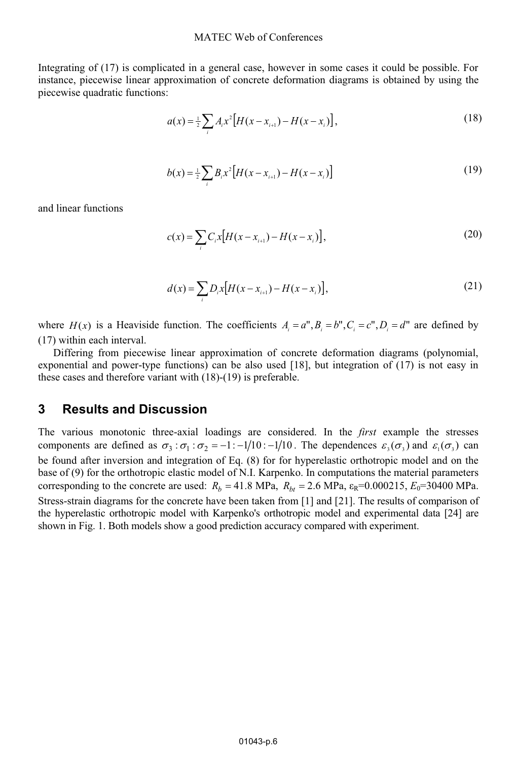Integrating of (17) is complicated in a general case, however in some cases it could be possible. For instance, piecewise linear approximation of concrete deformation diagrams is obtained by using the piecewise quadratic functions:

$$a(x) = \tfrac{1}{2}\sum_i A_i x^2 \left[ H(x - x_{i+1}) - H(x - x_i) \right], \tag{18}$$

$$b(x) = \tfrac{1}{2}\sum_i B_i x^2 \left[ H(x - x_{i+1}) - H(x - x_i) \right] \tag{19}$$

and linear functions

$$c(x) = \sum_i C_i x \left[ H(x - x_{i+1}) - H(x - x_i) \right], \tag{20}$$

$$d(x) = \sum_i D_i x \left[ H(x - x_{i+1}) - H(x - x_i) \right], \tag{21}$$

where $H(x)$ is a Heaviside function. The coefficients $A_i = a'', B_i = b'', C_i = c'', D_i = d''$ are defined by (17) within each interval.

Differing from piecewise linear approximation of concrete deformation diagrams (polynomial, exponential and power-type functions) can be also used [18], but integration of (17) is not easy in these cases and therefore variant with (18)-(19) is preferable.

## 3 Results and Discussion

The various monotonic three-axial loadings are considered. In the *first* example the stresses components are defined as $\sigma_3 : \sigma_1 : \sigma_2 = -1 : -1/10 : -1/10$. The dependences $\varepsilon_3(\sigma_3)$ and $\varepsilon_1(\sigma_3)$ can be found after inversion and integration of Eq. (8) for for hyperelastic orthotropic model and on the base of (9) for the orthotropic elastic model of N.I. Karpenko. In computations the material parameters corresponding to the concrete are used: $R_b = 41.8$ MPa, $R_{bt} = 2.6$ MPa, $\varepsilon_R$=0.000215, $E_0$=30400 MPa. Stress-strain diagrams for the concrete have been taken from [1] and [21]. The results of comparison of the hyperelastic orthotropic model with Karpenko's orthotropic model and experimental data [24] are shown in Fig. 1. Both models show a good prediction accuracy compared with experiment.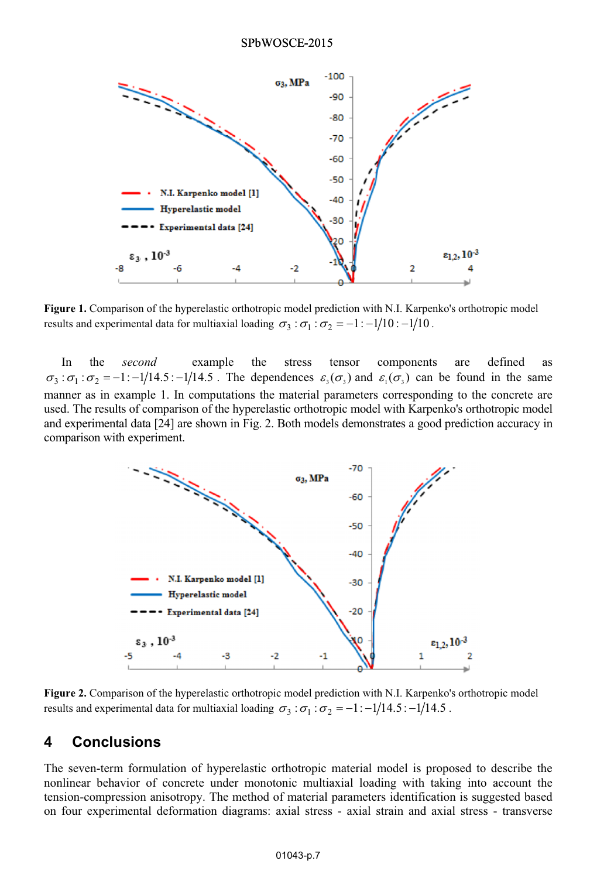**Figure 1.** Comparison of the hyperelastic orthotropic model prediction with N.I. Karpenko's orthotropic model results and experimental data for multiaxial loading $\sigma_3 : \sigma_1 : \sigma_2 = -1 : -1/10 : -1/10$.

In the *second* example the stress tensor components are defined as $\sigma_3 : \sigma_1 : \sigma_2 = -1 : -1/14.5 : -1/14.5$. The dependences $\varepsilon_3(\sigma_3)$ and $\varepsilon_1(\sigma_3)$ can be found in the same manner as in example 1. In computations the material parameters corresponding to the concrete are used. The results of comparison of the hyperelastic orthotropic model with Karpenko's orthotropic model and experimental data [24] are shown in Fig. 2. Both models demonstrates a good prediction accuracy in comparison with experiment.

**Figure 2.** Comparison of the hyperelastic orthotropic model prediction with N.I. Karpenko's orthotropic model results and experimental data for multiaxial loading $\sigma_3 : \sigma_1 : \sigma_2 = -1 : -1/14.5 : -1/14.5$.

## 4 Conclusions

The seven-term formulation of hyperelastic orthotropic material model is proposed to describe the nonlinear behavior of concrete under monotonic multiaxial loading with taking into account the tension-compression anisotropy. The method of material parameters identification is suggested based on four experimental deformation diagrams: axial stress - axial strain and axial stress - transverse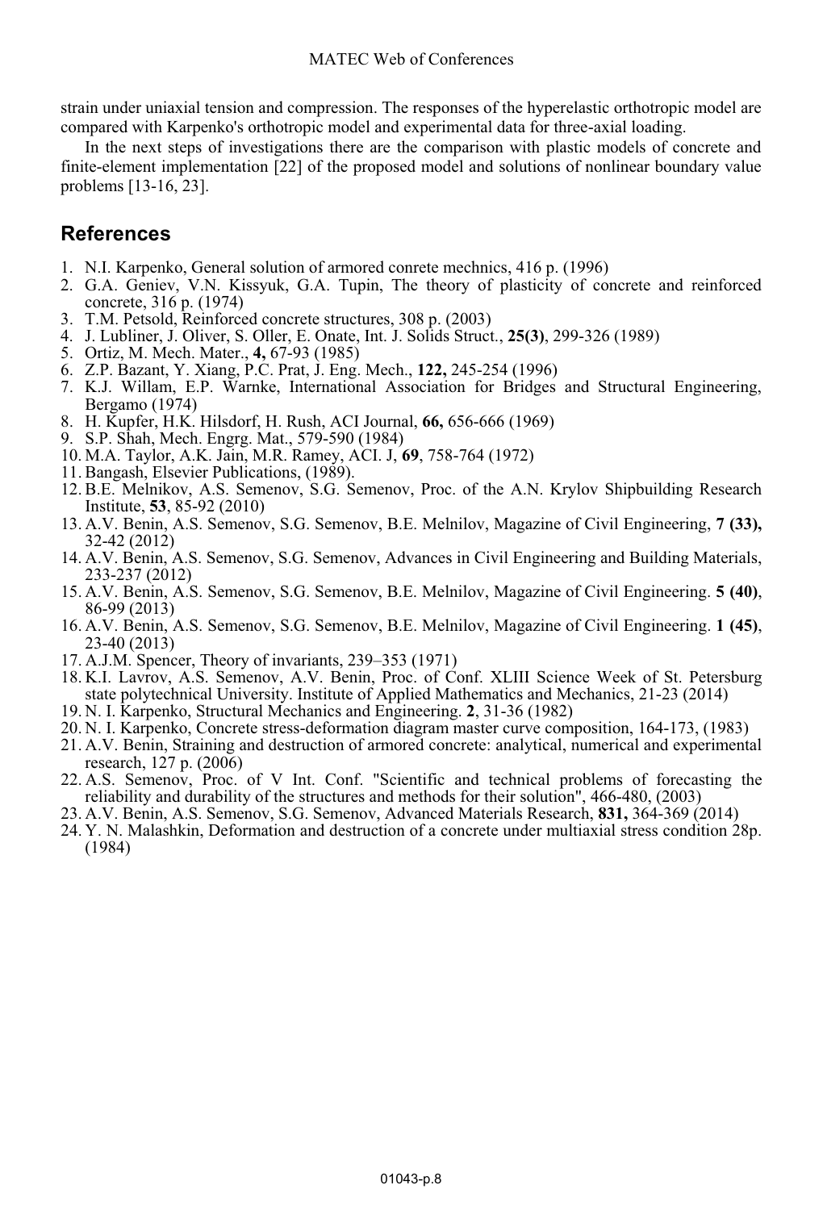strain under uniaxial tension and compression. The responses of the hyperelastic orthotropic model are compared with Karpenko's orthotropic model and experimental data for three-axial loading.

In the next steps of investigations there are the comparison with plastic models of concrete and finite-element implementation [22] of the proposed model and solutions of nonlinear boundary value problems [13-16, 23].

## References

1. N.I. Karpenko, General solution of armored conrete mechnics, 416 p. (1996)
2. G.A. Geniev, V.N. Kissyuk, G.A. Tupin, The theory of plasticity of concrete and reinforced concrete, 316 p. (1974)
3. T.M. Petsold, Reinforced concrete structures, 308 p. (2003)
4. J. Lubliner, J. Oliver, S. Oller, E. Onate, Int. J. Solids Struct., **25(3)**, 299-326 (1989)
5. Ortiz, M. Mech. Mater., **4,** 67-93 (1985)
6. Z.P. Bazant, Y. Xiang, P.C. Prat, J. Eng. Mech., **122,** 245-254 (1996)
7. K.J. Willam, E.P. Warnke, International Association for Bridges and Structural Engineering, Bergamo (1974)
8. H. Kupfer, H.K. Hilsdorf, H. Rush, ACI Journal, **66,** 656-666 (1969)
9. S.P. Shah, Mech. Engrg. Mat., 579-590 (1984)
10. M.A. Taylor, A.K. Jain, M.R. Ramey, ACI. J, **69**, 758-764 (1972)
11. Bangash, Elsevier Publications, (1989).
12. B.E. Melnikov, A.S. Semenov, S.G. Semenov, Proc. of the A.N. Krylov Shipbuilding Research Institute, **53**, 85-92 (2010)
13. A.V. Benin, A.S. Semenov, S.G. Semenov, B.E. Melnilov, Magazine of Civil Engineering, **7 (33),** 32-42 (2012)
14. A.V. Benin, A.S. Semenov, S.G. Semenov, Advances in Civil Engineering and Building Materials, 233-237 (2012)
15. A.V. Benin, A.S. Semenov, S.G. Semenov, B.E. Melnilov, Magazine of Civil Engineering. **5 (40)**, 86-99 (2013)
16. A.V. Benin, A.S. Semenov, S.G. Semenov, B.E. Melnilov, Magazine of Civil Engineering. **1 (45)**, 23-40 (2013)
17. A.J.M. Spencer, Theory of invariants, 239–353 (1971)
18. K.I. Lavrov, A.S. Semenov, A.V. Benin, Proc. of Conf. XLIII Science Week of St. Petersburg state polytechnical University. Institute of Applied Mathematics and Mechanics, 21-23 (2014)
19. N. I. Karpenko, Structural Mechanics and Engineering. **2**, 31-36 (1982)
20. N. I. Karpenko, Concrete stress-deformation diagram master curve composition, 164-173, (1983)
21. A.V. Benin, Straining and destruction of armored concrete: analytical, numerical and experimental research, 127 p. (2006)
22. A.S. Semenov, Proc. of V Int. Conf. "Scientific and technical problems of forecasting the reliability and durability of the structures and methods for their solution", 466-480, (2003)
23. A.V. Benin, A.S. Semenov, S.G. Semenov, Advanced Materials Research, **831,** 364-369 (2014)
24. Y. N. Malashkin, Deformation and destruction of a concrete under multiaxial stress condition 28p. (1984)